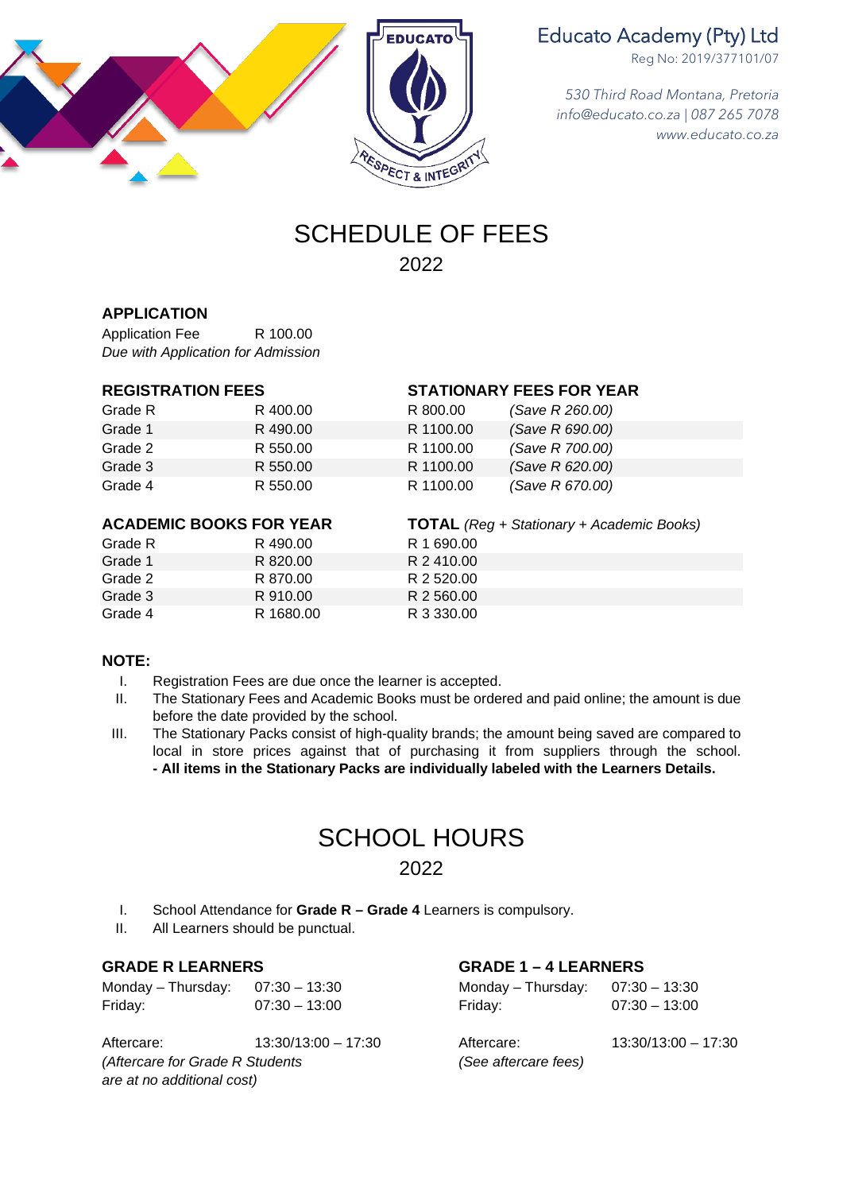Educato Academy (Pty) Ltd
Reg No: 2019/377101/07

*530 Third Road Montana, Pretoria*
*info@educato.co.za | 087 265 7078*
*www.educato.co.za*

EDUCATO
RESPECT & INTEGRITY

# SCHEDULE OF FEES

## 2022

### APPLICATION

Application Fee R 100.00
*Due with Application for Admission*

| REGISTRATION FEES | | STATIONARY FEES FOR YEAR | |
|---|---|---|---|
| Grade R | R 400.00 | R 800.00 | *(Save R 260.00)* |
| Grade 1 | R 490.00 | R 1100.00 | *(Save R 690.00)* |
| Grade 2 | R 550.00 | R 1100.00 | *(Save R 700.00)* |
| Grade 3 | R 550.00 | R 1100.00 | *(Save R 620.00)* |
| Grade 4 | R 550.00 | R 1100.00 | *(Save R 670.00)* |

| ACADEMIC BOOKS FOR YEAR | | TOTAL *(Reg + Stationary + Academic Books)* |
|---|---|---|
| Grade R | R 490.00 | R 1 690.00 |
| Grade 1 | R 820.00 | R 2 410.00 |
| Grade 2 | R 870.00 | R 2 520.00 |
| Grade 3 | R 910.00 | R 2 560.00 |
| Grade 4 | R 1680.00 | R 3 330.00 |

### NOTE:

I. Registration Fees are due once the learner is accepted.
II. The Stationary Fees and Academic Books must be ordered and paid online; the amount is due before the date provided by the school.
III. The Stationary Packs consist of high-quality brands; the amount being saved are compared to local in store prices against that of purchasing it from suppliers through the school. **- All items in the Stationary Packs are individually labeled with the Learners Details.**

# SCHOOL HOURS

## 2022

I. School Attendance for **Grade R – Grade 4** Learners is compulsory.
II. All Learners should be punctual.

### GRADE R LEARNERS

| | |
|---|---|
| Monday – Thursday: | 07:30 – 13:30 |
| Friday: | 07:30 – 13:00 |
| Aftercare: | 13:30/13:00 – 17:30 |

*(Aftercare for Grade R Students are at no additional cost)*

### GRADE 1 – 4 LEARNERS

| | |
|---|---|
| Monday – Thursday: | 07:30 – 13:30 |
| Friday: | 07:30 – 13:00 |
| Aftercare: | 13:30/13:00 – 17:30 |

*(See aftercare fees)*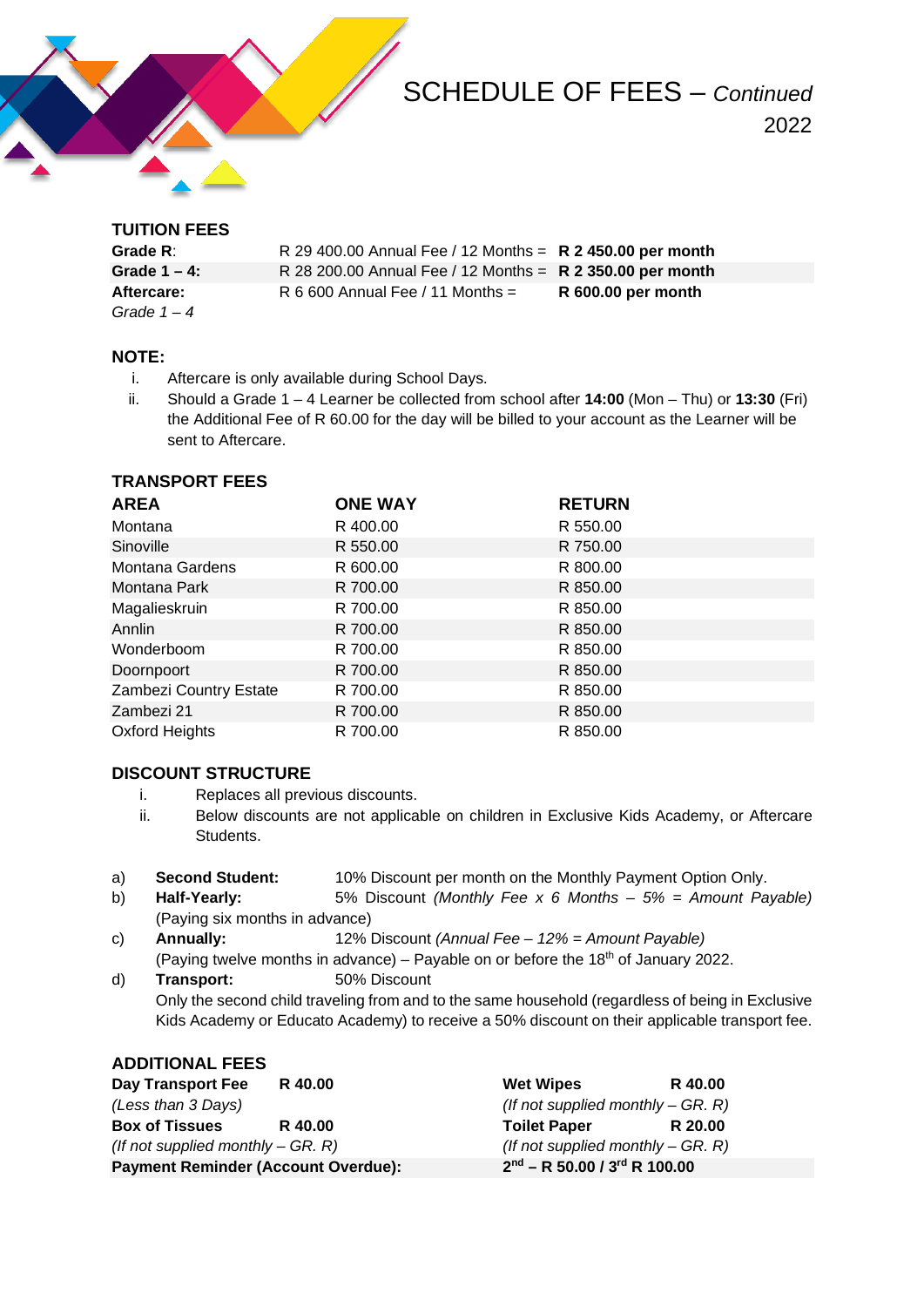# SCHEDULE OF FEES – *Continued*

2022

## TUITION FEES

| | | |
|---|---|---|
| **Grade R**: | R 29 400.00 Annual Fee / 12 Months = | **R 2 450.00 per month** |
| **Grade 1 – 4:** | R 28 200.00 Annual Fee / 12 Months = | **R 2 350.00 per month** |
| **Aftercare:** *Grade 1 – 4* | R 6 600 Annual Fee / 11 Months = | **R 600.00 per month** |

**NOTE:**

i. Aftercare is only available during School Days.

ii. Should a Grade 1 – 4 Learner be collected from school after **14:00** (Mon – Thu) or **13:30** (Fri) the Additional Fee of R 60.00 for the day will be billed to your account as the Learner will be sent to Aftercare.

## TRANSPORT FEES

| **AREA** | **ONE WAY** | **RETURN** |
|---|---|---|
| Montana | R 400.00 | R 550.00 |
| Sinoville | R 550.00 | R 750.00 |
| Montana Gardens | R 600.00 | R 800.00 |
| Montana Park | R 700.00 | R 850.00 |
| Magalieskruin | R 700.00 | R 850.00 |
| Annlin | R 700.00 | R 850.00 |
| Wonderboom | R 700.00 | R 850.00 |
| Doornpoort | R 700.00 | R 850.00 |
| Zambezi Country Estate | R 700.00 | R 850.00 |
| Zambezi 21 | R 700.00 | R 850.00 |
| Oxford Heights | R 700.00 | R 850.00 |

## DISCOUNT STRUCTURE

i. Replaces all previous discounts.

ii. Below discounts are not applicable on children in Exclusive Kids Academy, or Aftercare Students.

a) **Second Student:** 10% Discount per month on the Monthly Payment Option Only.

b) **Half-Yearly:** 5% Discount *(Monthly Fee x 6 Months – 5% = Amount Payable)* (Paying six months in advance)

c) **Annually:** 12% Discount *(Annual Fee – 12% = Amount Payable)* (Paying twelve months in advance) – Payable on or before the 18th of January 2022.

d) **Transport:** 50% Discount
Only the second child traveling from and to the same household (regardless of being in Exclusive Kids Academy or Educato Academy) to receive a 50% discount on their applicable transport fee.

## ADDITIONAL FEES

| | | | |
|---|---|---|---|
| **Day Transport Fee** *(Less than 3 Days)* | **R 40.00** | **Wet Wipes** *(If not supplied monthly – GR. R)* | **R 40.00** |
| **Box of Tissues** *(If not supplied monthly – GR. R)* | **R 40.00** | **Toilet Paper** *(If not supplied monthly – GR. R)* | **R 20.00** |
| **Payment Reminder (Account Overdue):** | | **2nd – R 50.00 / 3rd R 100.00** | |